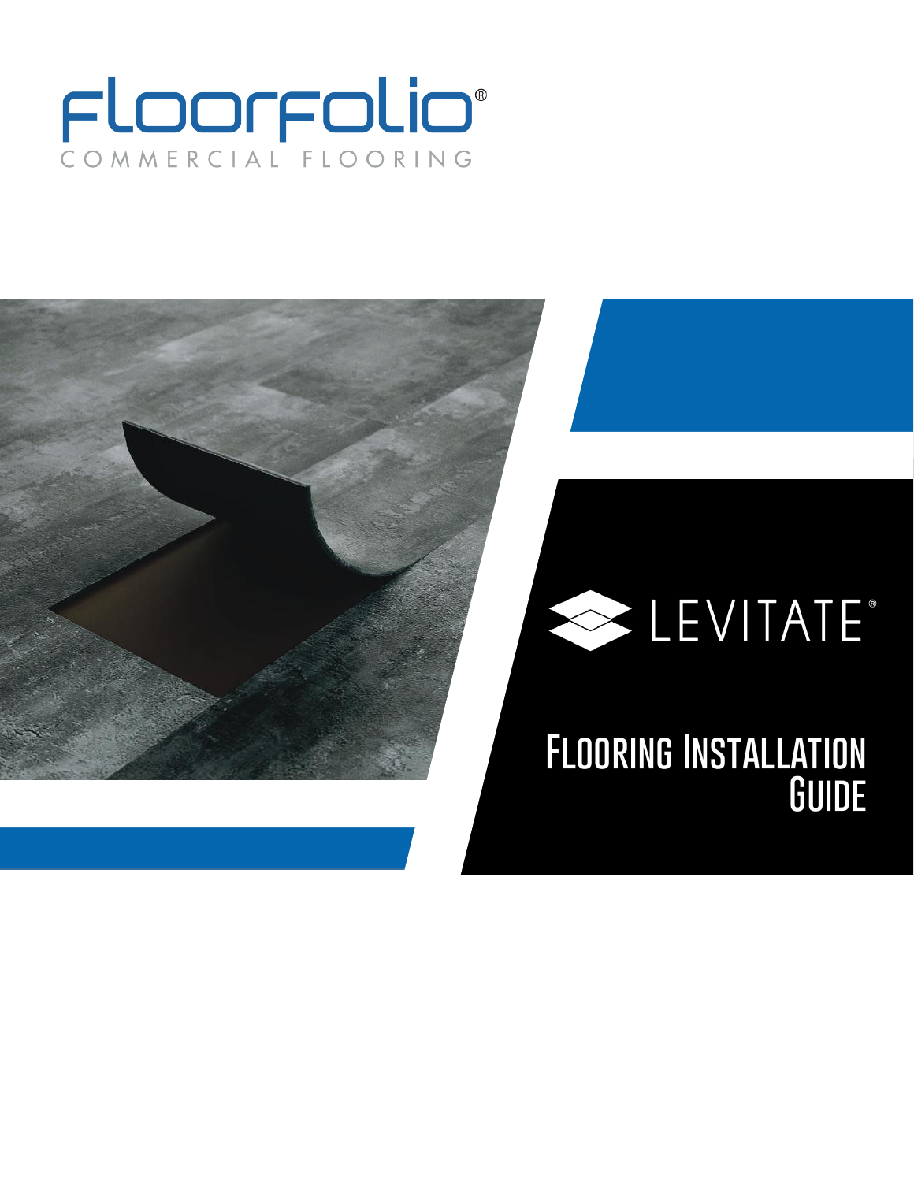FloorFolio®

COMMERCIAL FLOORING

LEVITATE®

# Flooring Installation Guide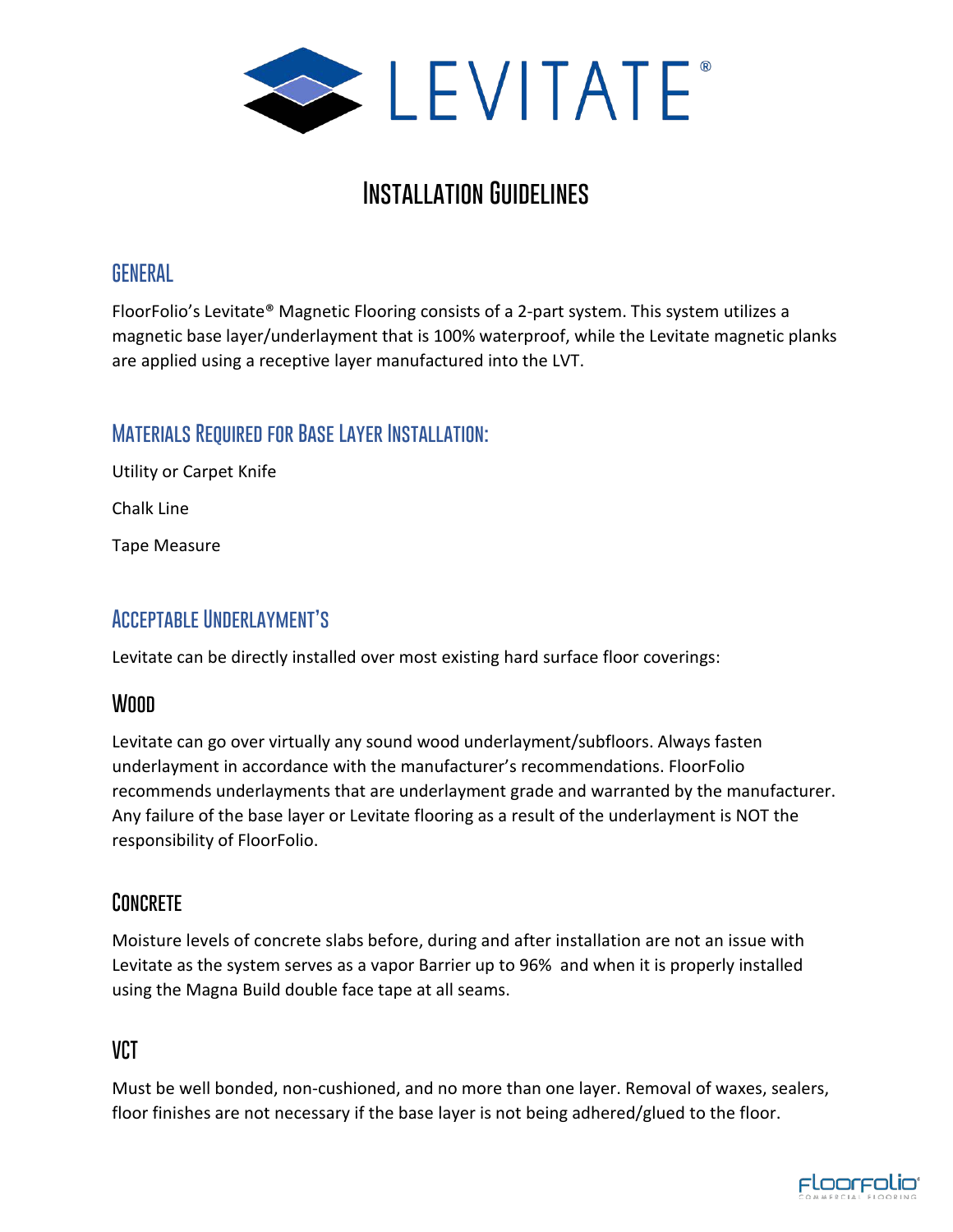# LEVITATE®

# Installation Guidelines

## General

FloorFolio's Levitate® Magnetic Flooring consists of a 2-part system. This system utilizes a magnetic base layer/underlayment that is 100% waterproof, while the Levitate magnetic planks are applied using a receptive layer manufactured into the LVT.

## Materials Required for Base Layer Installation:

Utility or Carpet Knife

Chalk Line

Tape Measure

## Acceptable Underlayment's

Levitate can be directly installed over most existing hard surface floor coverings:

### Wood

Levitate can go over virtually any sound wood underlayment/subfloors. Always fasten underlayment in accordance with the manufacturer's recommendations. FloorFolio recommends underlayments that are underlayment grade and warranted by the manufacturer. Any failure of the base layer or Levitate flooring as a result of the underlayment is NOT the responsibility of FloorFolio.

### Concrete

Moisture levels of concrete slabs before, during and after installation are not an issue with Levitate as the system serves as a vapor Barrier up to 96% and when it is properly installed using the Magna Build double face tape at all seams.

### VCT

Must be well bonded, non-cushioned, and no more than one layer. Removal of waxes, sealers, floor finishes are not necessary if the base layer is not being adhered/glued to the floor.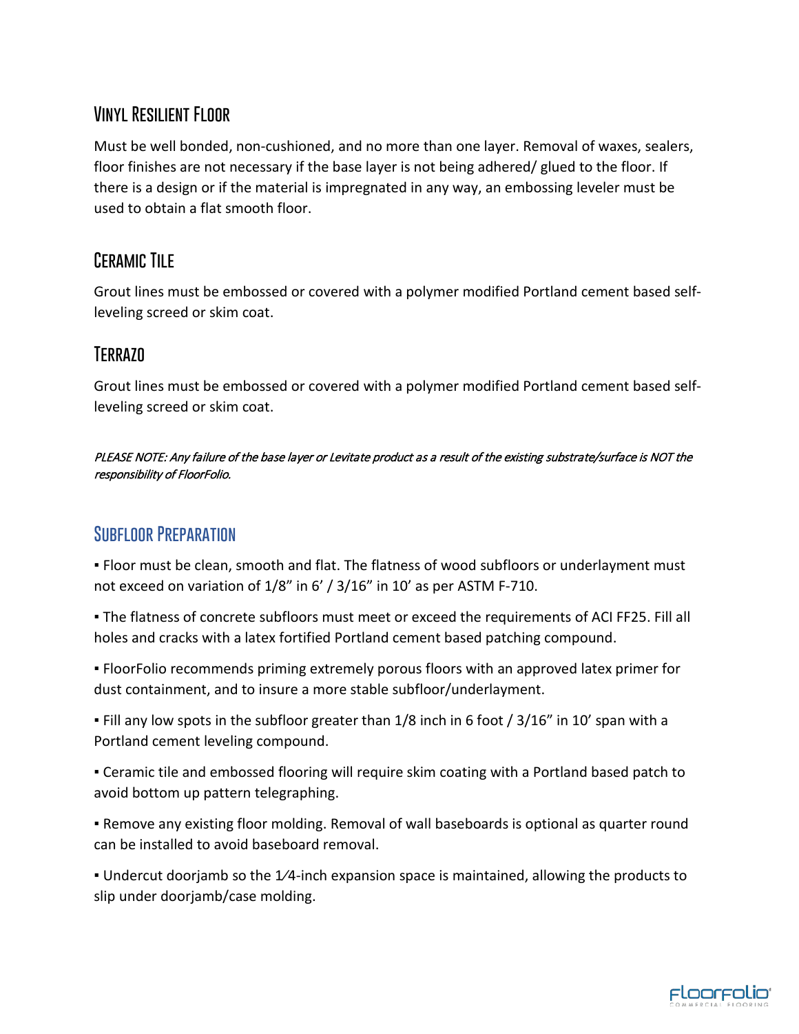## Vinyl Resilient Floor

Must be well bonded, non-cushioned, and no more than one layer. Removal of waxes, sealers, floor finishes are not necessary if the base layer is not being adhered/ glued to the floor. If there is a design or if the material is impregnated in any way, an embossing leveler must be used to obtain a flat smooth floor.

## Ceramic Tile

Grout lines must be embossed or covered with a polymer modified Portland cement based self-leveling screed or skim coat.

## Terrazo

Grout lines must be embossed or covered with a polymer modified Portland cement based self-leveling screed or skim coat.

*PLEASE NOTE: Any failure of the base layer or Levitate product as a result of the existing substrate/surface is NOT the responsibility of FloorFolio.*

## Subfloor Preparation

▪ Floor must be clean, smooth and flat. The flatness of wood subfloors or underlayment must not exceed on variation of 1/8" in 6' / 3/16" in 10' as per ASTM F-710.

▪ The flatness of concrete subfloors must meet or exceed the requirements of ACI FF25. Fill all holes and cracks with a latex fortified Portland cement based patching compound.

▪ FloorFolio recommends priming extremely porous floors with an approved latex primer for dust containment, and to insure a more stable subfloor/underlayment.

▪ Fill any low spots in the subfloor greater than 1/8 inch in 6 foot / 3/16" in 10' span with a Portland cement leveling compound.

▪ Ceramic tile and embossed flooring will require skim coating with a Portland based patch to avoid bottom up pattern telegraphing.

▪ Remove any existing floor molding. Removal of wall baseboards is optional as quarter round can be installed to avoid baseboard removal.

▪ Undercut doorjamb so the 1⁄4-inch expansion space is maintained, allowing the products to slip under doorjamb/case molding.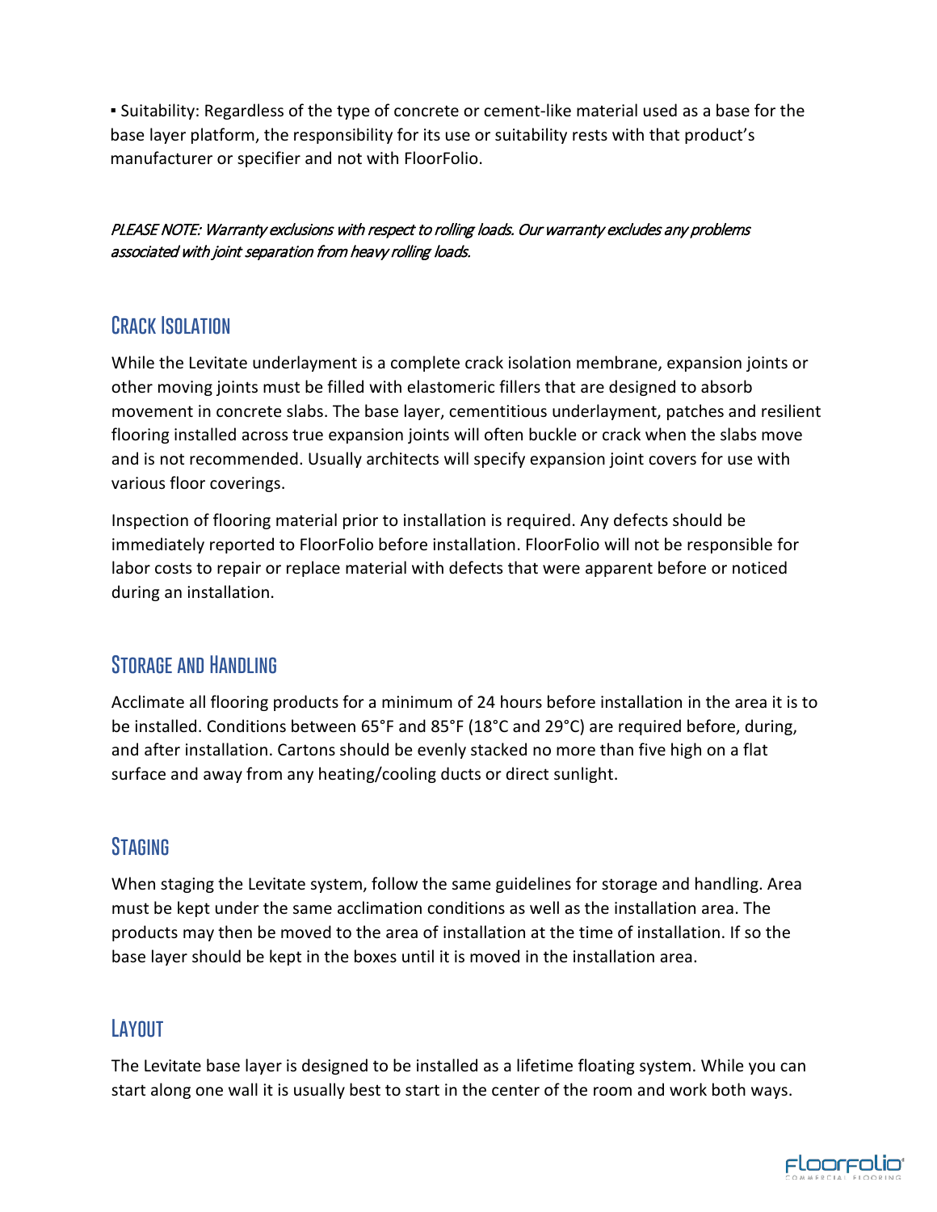- Suitability: Regardless of the type of concrete or cement-like material used as a base for the base layer platform, the responsibility for its use or suitability rests with that product's manufacturer or specifier and not with FloorFolio.

*PLEASE NOTE: Warranty exclusions with respect to rolling loads. Our warranty excludes any problems associated with joint separation from heavy rolling loads.*

## Crack Isolation

While the Levitate underlayment is a complete crack isolation membrane, expansion joints or other moving joints must be filled with elastomeric fillers that are designed to absorb movement in concrete slabs. The base layer, cementitious underlayment, patches and resilient flooring installed across true expansion joints will often buckle or crack when the slabs move and is not recommended. Usually architects will specify expansion joint covers for use with various floor coverings.

Inspection of flooring material prior to installation is required. Any defects should be immediately reported to FloorFolio before installation. FloorFolio will not be responsible for labor costs to repair or replace material with defects that were apparent before or noticed during an installation.

## Storage and Handling

Acclimate all flooring products for a minimum of 24 hours before installation in the area it is to be installed. Conditions between 65°F and 85°F (18°C and 29°C) are required before, during, and after installation. Cartons should be evenly stacked no more than five high on a flat surface and away from any heating/cooling ducts or direct sunlight.

## Staging

When staging the Levitate system, follow the same guidelines for storage and handling. Area must be kept under the same acclimation conditions as well as the installation area. The products may then be moved to the area of installation at the time of installation. If so the base layer should be kept in the boxes until it is moved in the installation area.

## Layout

The Levitate base layer is designed to be installed as a lifetime floating system. While you can start along one wall it is usually best to start in the center of the room and work both ways.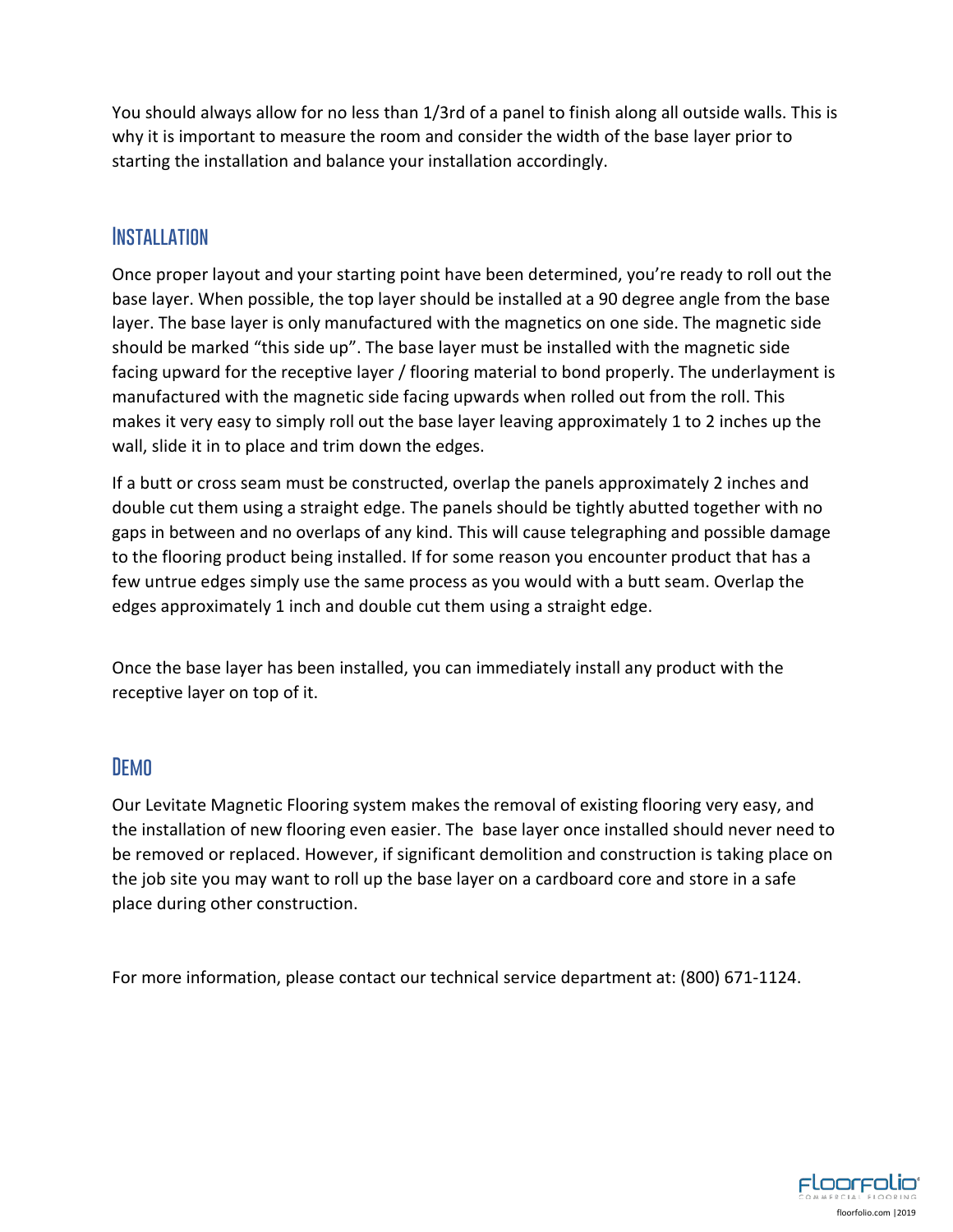You should always allow for no less than 1/3rd of a panel to finish along all outside walls. This is why it is important to measure the room and consider the width of the base layer prior to starting the installation and balance your installation accordingly.

## Installation

Once proper layout and your starting point have been determined, you're ready to roll out the base layer. When possible, the top layer should be installed at a 90 degree angle from the base layer. The base layer is only manufactured with the magnetics on one side. The magnetic side should be marked "this side up". The base layer must be installed with the magnetic side facing upward for the receptive layer / flooring material to bond properly. The underlayment is manufactured with the magnetic side facing upwards when rolled out from the roll. This makes it very easy to simply roll out the base layer leaving approximately 1 to 2 inches up the wall, slide it in to place and trim down the edges.

If a butt or cross seam must be constructed, overlap the panels approximately 2 inches and double cut them using a straight edge. The panels should be tightly abutted together with no gaps in between and no overlaps of any kind. This will cause telegraphing and possible damage to the flooring product being installed. If for some reason you encounter product that has a few untrue edges simply use the same process as you would with a butt seam. Overlap the edges approximately 1 inch and double cut them using a straight edge.

Once the base layer has been installed, you can immediately install any product with the receptive layer on top of it.

## Demo

Our Levitate Magnetic Flooring system makes the removal of existing flooring very easy, and the installation of new flooring even easier. The base layer once installed should never need to be removed or replaced. However, if significant demolition and construction is taking place on the job site you may want to roll up the base layer on a cardboard core and store in a safe place during other construction.

For more information, please contact our technical service department at: (800) 671-1124.